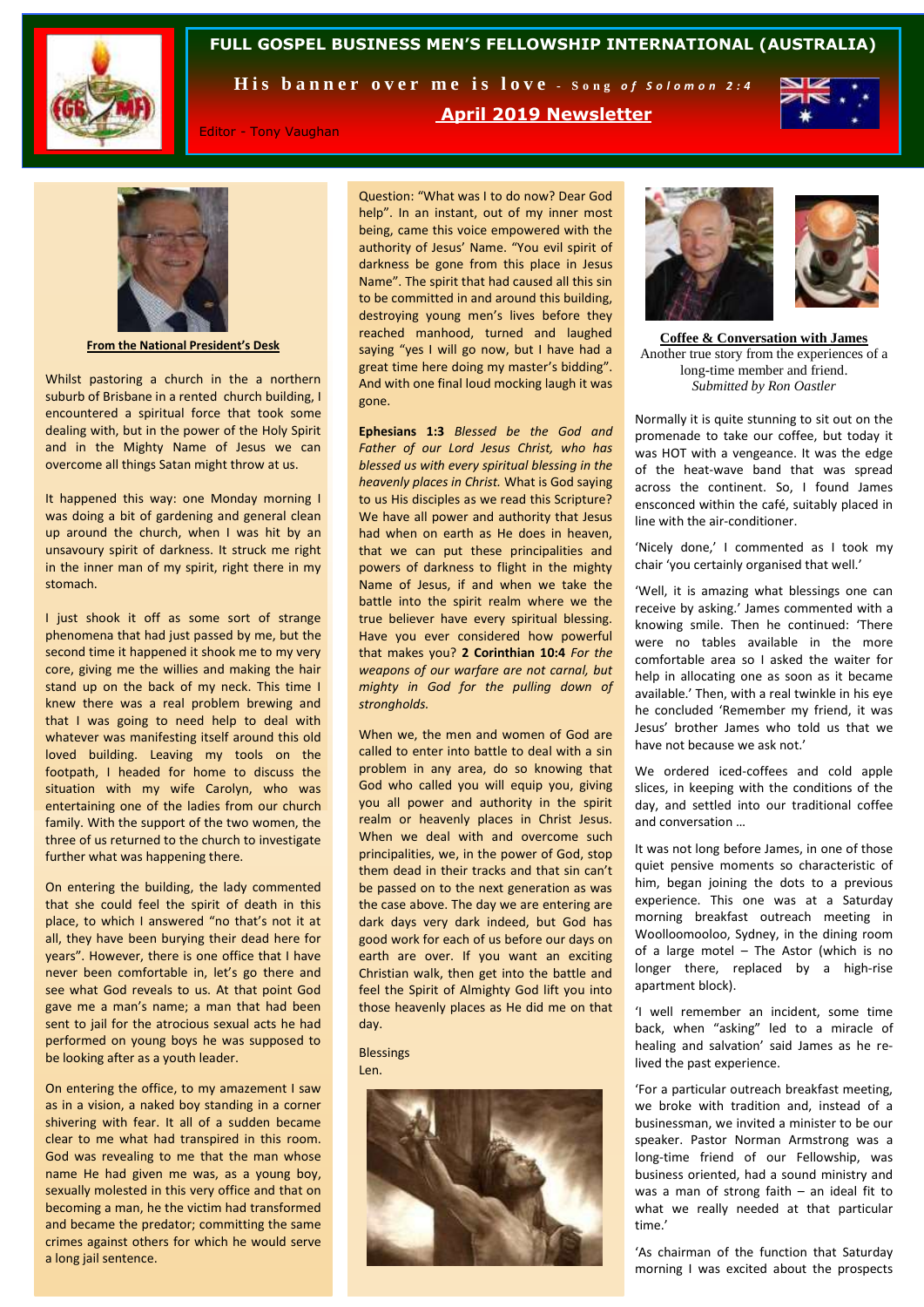# FULL GOSPEL BUSINESS MEN'S FELLOWSHIP INTERNATIONAL (AUSTRALIA)

**His banner over me is love** - *Song of Solomon 2:4*

**April 2019 Newsletter**

Editor - Tony Vaughan

## From the National President's Desk

Whilst pastoring a church in the a northern suburb of Brisbane in a rented church building, I encountered a spiritual force that took some dealing with, but in the power of the Holy Spirit and in the Mighty Name of Jesus we can overcome all things Satan might throw at us.

It happened this way: one Monday morning I was doing a bit of gardening and general clean up around the church, when I was hit by an unsavoury spirit of darkness. It struck me right in the inner man of my spirit, right there in my stomach.

I just shook it off as some sort of strange phenomena that had just passed by me, but the second time it happened it shook me to my very core, giving me the willies and making the hair stand up on the back of my neck. This time I knew there was a real problem brewing and that I was going to need help to deal with whatever was manifesting itself around this old loved building. Leaving my tools on the footpath, I headed for home to discuss the situation with my wife Carolyn, who was entertaining one of the ladies from our church family. With the support of the two women, the three of us returned to the church to investigate further what was happening there.

On entering the building, the lady commented that she could feel the spirit of death in this place, to which I answered "no that's not it at all, they have been burying their dead here for years". However, there is one office that I have never been comfortable in, let's go there and see what God reveals to us. At that point God gave me a man's name; a man that had been sent to jail for the atrocious sexual acts he had performed on young boys he was supposed to be looking after as a youth leader.

On entering the office, to my amazement I saw as in a vision, a naked boy standing in a corner shivering with fear. It all of a sudden became clear to me what had transpired in this room. God was revealing to me that the man whose name He had given me was, as a young boy, sexually molested in this very office and that on becoming a man, he the victim had transformed and became the predator; committing the same crimes against others for which he would serve a long jail sentence.

Question: "What was I to do now? Dear God help". In an instant, out of my inner most being, came this voice empowered with the authority of Jesus' Name. "You evil spirit of darkness be gone from this place in Jesus Name". The spirit that had caused all this sin to be committed in and around this building, destroying young men's lives before they reached manhood, turned and laughed saying "yes I will go now, but I have had a great time here doing my master's bidding". And with one final loud mocking laugh it was gone.

**Ephesians 1:3** *Blessed be the God and Father of our Lord Jesus Christ, who has blessed us with every spiritual blessing in the heavenly places in Christ.* What is God saying to us His disciples as we read this Scripture? We have all power and authority that Jesus had when on earth as He does in heaven, that we can put these principalities and powers of darkness to flight in the mighty Name of Jesus, if and when we take the battle into the spirit realm where we the true believer have every spiritual blessing. Have you ever considered how powerful that makes you? **2 Corinthian 10:4** *For the weapons of our warfare are not carnal, but mighty in God for the pulling down of strongholds.*

When we, the men and women of God are called to enter into battle to deal with a sin problem in any area, do so knowing that God who called you will equip you, giving you all power and authority in the spirit realm or heavenly places in Christ Jesus. When we deal with and overcome such principalities, we, in the power of God, stop them dead in their tracks and that sin can't be passed on to the next generation as was the case above. The day we are entering are dark days very dark indeed, but God has good work for each of us before our days on earth are over. If you want an exciting Christian walk, then get into the battle and feel the Spirit of Almighty God lift you into those heavenly places as He did me on that day.

Blessings
Len.

## Coffee & Conversation with James

Another true story from the experiences of a long-time member and friend.
*Submitted by Ron Oastler*

Normally it is quite stunning to sit out on the promenade to take our coffee, but today it was HOT with a vengeance. It was the edge of the heat-wave band that was spread across the continent. So, I found James ensconced within the café, suitably placed in line with the air-conditioner.

'Nicely done,' I commented as I took my chair 'you certainly organised that well.'

'Well, it is amazing what blessings one can receive by asking.' James commented with a knowing smile. Then he continued: 'There were no tables available in the more comfortable area so I asked the waiter for help in allocating one as soon as it became available.' Then, with a real twinkle in his eye he concluded 'Remember my friend, it was Jesus' brother James who told us that we have not because we ask not.'

We ordered iced-coffees and cold apple slices, in keeping with the conditions of the day, and settled into our traditional coffee and conversation …

It was not long before James, in one of those quiet pensive moments so characteristic of him, began joining the dots to a previous experience. This one was at a Saturday morning breakfast outreach meeting in Woolloomooloo, Sydney, in the dining room of a large motel – The Astor (which is no longer there, replaced by a high-rise apartment block).

'I well remember an incident, some time back, when "asking" led to a miracle of healing and salvation' said James as he re-lived the past experience.

'For a particular outreach breakfast meeting, we broke with tradition and, instead of a businessman, we invited a minister to be our speaker. Pastor Norman Armstrong was a long-time friend of our Fellowship, was business oriented, had a sound ministry and was a man of strong faith – an ideal fit to what we really needed at that particular time.'

'As chairman of the function that Saturday morning I was excited about the prospects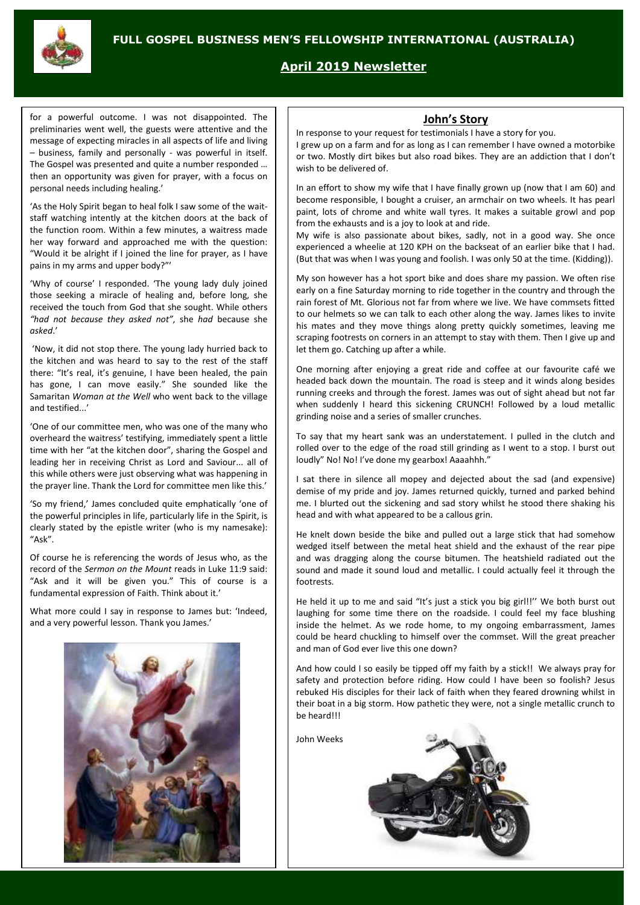for a powerful outcome. I was not disappointed. The preliminaries went well, the guests were attentive and the message of expecting miracles in all aspects of life and living – business, family and personally - was powerful in itself. The Gospel was presented and quite a number responded … then an opportunity was given for prayer, with a focus on personal needs including healing.'

'As the Holy Spirit began to heal folk I saw some of the wait-staff watching intently at the kitchen doors at the back of the function room. Within a few minutes, a waitress made her way forward and approached me with the question: "Would it be alright if I joined the line for prayer, as I have pains in my arms and upper body?"'

'Why of course' I responded. 'The young lady duly joined those seeking a miracle of healing and, before long, she received the touch from God that she sought. While others *"had not because they asked not"*, she *had* because she *asked*.'

'Now, it did not stop there. The young lady hurried back to the kitchen and was heard to say to the rest of the staff there: "It's real, it's genuine, I have been healed, the pain has gone, I can move easily." She sounded like the Samaritan *Woman at the Well* who went back to the village and testified...'

'One of our committee men, who was one of the many who overheard the waitress' testifying, immediately spent a little time with her "at the kitchen door", sharing the Gospel and leading her in receiving Christ as Lord and Saviour... all of this while others were just observing what was happening in the prayer line. Thank the Lord for committee men like this.'

'So my friend,' James concluded quite emphatically 'one of the powerful principles in life, particularly life in the Spirit, is clearly stated by the epistle writer (who is my namesake): "Ask".

Of course he is referencing the words of Jesus who, as the record of the *Sermon on the Mount* reads in Luke 11:9 said: "Ask and it will be given you." This of course is a fundamental expression of Faith. Think about it.'

What more could I say in response to James but: 'Indeed, and a very powerful lesson. Thank you James.'

## John's Story

In response to your request for testimonials I have a story for you.

I grew up on a farm and for as long as I can remember I have owned a motorbike or two. Mostly dirt bikes but also road bikes. They are an addiction that I don't wish to be delivered of.

In an effort to show my wife that I have finally grown up (now that I am 60) and become responsible, I bought a cruiser, an armchair on two wheels. It has pearl paint, lots of chrome and white wall tyres. It makes a suitable growl and pop from the exhausts and is a joy to look at and ride.

My wife is also passionate about bikes, sadly, not in a good way. She once experienced a wheelie at 120 KPH on the backseat of an earlier bike that I had. (But that was when I was young and foolish. I was only 50 at the time. (Kidding)).

My son however has a hot sport bike and does share my passion. We often rise early on a fine Saturday morning to ride together in the country and through the rain forest of Mt. Glorious not far from where we live. We have commsets fitted to our helmets so we can talk to each other along the way. James likes to invite his mates and they move things along pretty quickly sometimes, leaving me scraping footrests on corners in an attempt to stay with them. Then I give up and let them go. Catching up after a while.

One morning after enjoying a great ride and coffee at our favourite café we headed back down the mountain. The road is steep and it winds along besides running creeks and through the forest. James was out of sight ahead but not far when suddenly I heard this sickening CRUNCH! Followed by a loud metallic grinding noise and a series of smaller crunches.

To say that my heart sank was an understatement. I pulled in the clutch and rolled over to the edge of the road still grinding as I went to a stop. I burst out loudly" No! No! I've done my gearbox! Aaaahhh."

I sat there in silence all mopey and dejected about the sad (and expensive) demise of my pride and joy. James returned quickly, turned and parked behind me. I blurted out the sickening and sad story whilst he stood there shaking his head and with what appeared to be a callous grin.

He knelt down beside the bike and pulled out a large stick that had somehow wedged itself between the metal heat shield and the exhaust of the rear pipe and was dragging along the course bitumen. The heatshield radiated out the sound and made it sound loud and metallic. I could actually feel it through the footrests.

He held it up to me and said "It's just a stick you big girl!!'' We both burst out laughing for some time there on the roadside. I could feel my face blushing inside the helmet. As we rode home, to my ongoing embarrassment, James could be heard chuckling to himself over the commset. Will the great preacher and man of God ever live this one down?

And how could I so easily be tipped off my faith by a stick!! We always pray for safety and protection before riding. How could I have been so foolish? Jesus rebuked His disciples for their lack of faith when they feared drowning whilst in their boat in a big storm. How pathetic they were, not a single metallic crunch to be heard!!!

John Weeks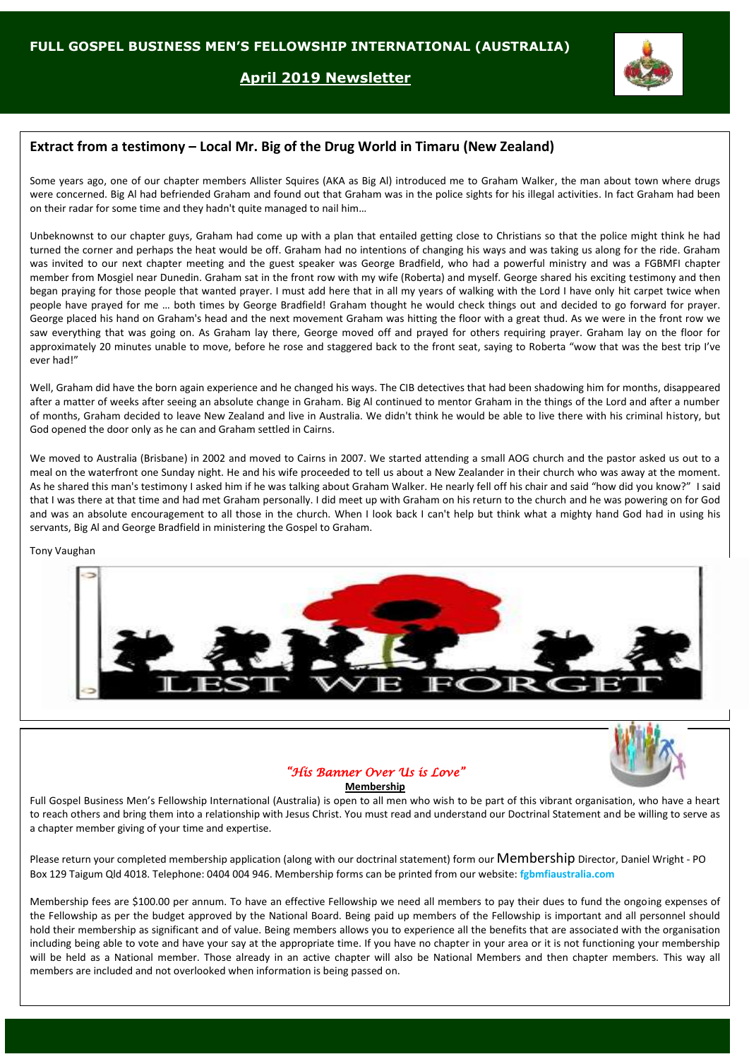# FULL GOSPEL BUSINESS MEN'S FELLOWSHIP INTERNATIONAL (AUSTRALIA)

## April 2019 Newsletter

### Extract from a testimony – Local Mr. Big of the Drug World in Timaru (New Zealand)

Some years ago, one of our chapter members Allister Squires (AKA as Big Al) introduced me to Graham Walker, the man about town where drugs were concerned. Big Al had befriended Graham and found out that Graham was in the police sights for his illegal activities. In fact Graham had been on their radar for some time and they hadn't quite managed to nail him…

Unbeknownst to our chapter guys, Graham had come up with a plan that entailed getting close to Christians so that the police might think he had turned the corner and perhaps the heat would be off. Graham had no intentions of changing his ways and was taking us along for the ride. Graham was invited to our next chapter meeting and the guest speaker was George Bradfield, who had a powerful ministry and was a FGBMFI chapter member from Mosgiel near Dunedin. Graham sat in the front row with my wife (Roberta) and myself. George shared his exciting testimony and then began praying for those people that wanted prayer. I must add here that in all my years of walking with the Lord I have only hit carpet twice when people have prayed for me … both times by George Bradfield! Graham thought he would check things out and decided to go forward for prayer. George placed his hand on Graham's head and the next movement Graham was hitting the floor with a great thud. As we were in the front row we saw everything that was going on. As Graham lay there, George moved off and prayed for others requiring prayer. Graham lay on the floor for approximately 20 minutes unable to move, before he rose and staggered back to the front seat, saying to Roberta "wow that was the best trip I've ever had!"

Well, Graham did have the born again experience and he changed his ways. The CIB detectives that had been shadowing him for months, disappeared after a matter of weeks after seeing an absolute change in Graham. Big Al continued to mentor Graham in the things of the Lord and after a number of months, Graham decided to leave New Zealand and live in Australia. We didn't think he would be able to live there with his criminal history, but God opened the door only as he can and Graham settled in Cairns.

We moved to Australia (Brisbane) in 2002 and moved to Cairns in 2007. We started attending a small AOG church and the pastor asked us out to a meal on the waterfront one Sunday night. He and his wife proceeded to tell us about a New Zealander in their church who was away at the moment. As he shared this man's testimony I asked him if he was talking about Graham Walker. He nearly fell off his chair and said "how did you know?" I said that I was there at that time and had met Graham personally. I did meet up with Graham on his return to the church and he was powering on for God and was an absolute encouragement to all those in the church. When I look back I can't help but think what a mighty hand God had in using his servants, Big Al and George Bradfield in ministering the Gospel to Graham.

Tony Vaughan

LEST WE FORGET

*"His Banner Over Us is Love"*

**Membership**

Full Gospel Business Men's Fellowship International (Australia) is open to all men who wish to be part of this vibrant organisation, who have a heart to reach others and bring them into a relationship with Jesus Christ. You must read and understand our Doctrinal Statement and be willing to serve as a chapter member giving of your time and expertise.

Please return your completed membership application (along with our doctrinal statement) form our Membership Director, Daniel Wright - PO Box 129 Taigum Qld 4018. Telephone: 0404 004 946. Membership forms can be printed from our website: **fgbmfiaustralia.com**

Membership fees are $100.00 per annum. To have an effective Fellowship we need all members to pay their dues to fund the ongoing expenses of the Fellowship as per the budget approved by the National Board. Being paid up members of the Fellowship is important and all personnel should hold their membership as significant and of value. Being members allows you to experience all the benefits that are associated with the organisation including being able to vote and have your say at the appropriate time. If you have no chapter in your area or it is not functioning your membership will be held as a National member. Those already in an active chapter will also be National Members and then chapter members. This way all members are included and not overlooked when information is being passed on.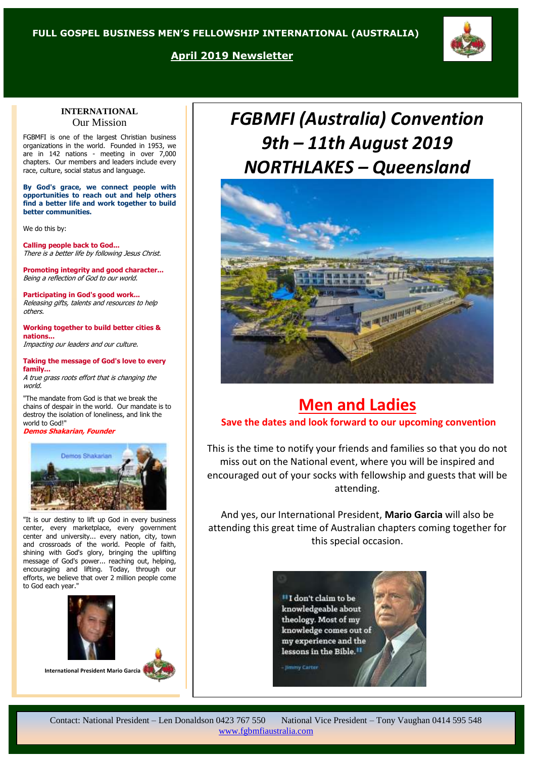**FULL GOSPEL BUSINESS MEN'S FELLOWSHIP INTERNATIONAL (AUSTRALIA)**

**April 2019 Newsletter**

### INTERNATIONAL
Our Mission

FGBMFI is one of the largest Christian business organizations in the world. Founded in 1953, we are in 142 nations - meeting in over 7,000 chapters. Our members and leaders include every race, culture, social status and language.

**By God's grace, we connect people with opportunities to reach out and help others find a better life and work together to build better communities.**

We do this by:

**Calling people back to God...**
*There is a better life by following Jesus Christ.*

**Promoting integrity and good character...**
*Being a reflection of God to our world.*

**Participating in God's good work...**
*Releasing gifts, talents and resources to help others.*

**Working together to build better cities & nations...**
*Impacting our leaders and our culture.*

**Taking the message of God's love to every family...**
*A true grass roots effort that is changing the world.*

"The mandate from God is that we break the chains of despair in the world. Our mandate is to destroy the isolation of loneliness, and link the world to God!"
***Demos Shakarian, Founder***

Demos Shakarian

"It is our destiny to lift up God in every business center, every marketplace, every government center and university... every nation, city, town and crossroads of the world. People of faith, shining with God's glory, bringing the uplifting message of God's power... reaching out, helping, encouraging and lifting. Today, through our efforts, we believe that over 2 million people come to God each year."

**International President Mario Garcia**

# *FGBMFI (Australia) Convention 9th – 11th August 2019 NORTHLAKES – Queensland*

## Men and Ladies

**Save the dates and look forward to our upcoming convention**

This is the time to notify your friends and families so that you do not miss out on the National event, where you will be inspired and encouraged out of your socks with fellowship and guests that will be attending.

And yes, our International President, **Mario Garcia** will also be attending this great time of Australian chapters coming together for this special occasion.

"I don't claim to be knowledgeable about theology. Most of my knowledge comes out of my experience and the lessons in the Bible."

- Jimmy Carter

Contact: National President – Len Donaldson 0423 767 550 National Vice President – Tony Vaughan 0414 595 548
www.fgbmfiaustralia.com